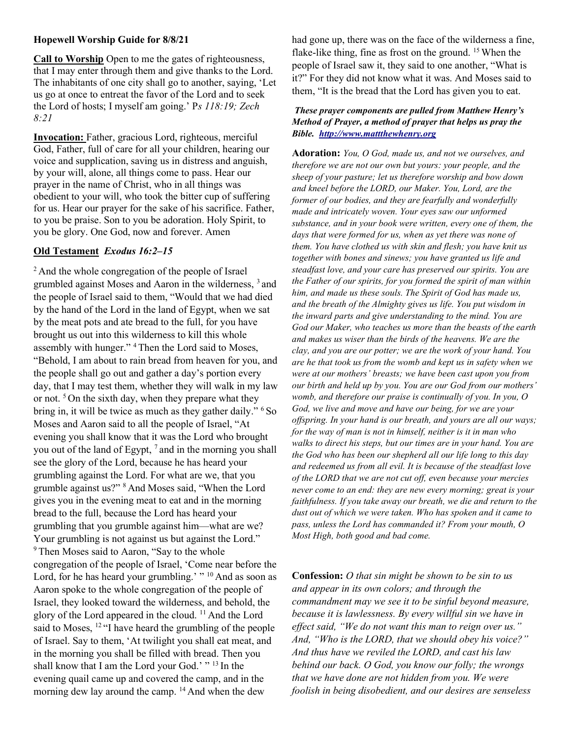**Hopewell Worship Guide for 8/8/21**

**Call to Worship** Open to me the gates of righteousness, that I may enter through them and give thanks to the Lord. The inhabitants of one city shall go to another, saying, 'Let us go at once to entreat the favor of the Lord and to seek the Lord of hosts; I myself am going.' P*s 118:19; Zech 8:21*

**Invocation:** Father, gracious Lord, righteous, merciful God, Father, full of care for all your children, hearing our voice and supplication, saving us in distress and anguish, by your will, alone, all things come to pass. Hear our prayer in the name of Christ, who in all things was obedient to your will, who took the bitter cup of suffering for us. Hear our prayer for the sake of his sacrifice. Father, to you be praise. Son to you be adoration. Holy Spirit, to you be glory. One God, now and forever. Amen

**Old Testament** ***Exodus 16:2–15***

[2] And the whole congregation of the people of Israel grumbled against Moses and Aaron in the wilderness, [3] and the people of Israel said to them, "Would that we had died by the hand of the Lord in the land of Egypt, when we sat by the meat pots and ate bread to the full, for you have brought us out into this wilderness to kill this whole assembly with hunger." [4] Then the Lord said to Moses, "Behold, I am about to rain bread from heaven for you, and the people shall go out and gather a day's portion every day, that I may test them, whether they will walk in my law or not. [5] On the sixth day, when they prepare what they bring in, it will be twice as much as they gather daily." [6] So Moses and Aaron said to all the people of Israel, "At evening you shall know that it was the Lord who brought you out of the land of Egypt, [7] and in the morning you shall see the glory of the Lord, because he has heard your grumbling against the Lord. For what are we, that you grumble against us?" [8] And Moses said, "When the Lord gives you in the evening meat to eat and in the morning bread to the full, because the Lord has heard your grumbling that you grumble against him—what are we? Your grumbling is not against us but against the Lord." [9] Then Moses said to Aaron, "Say to the whole congregation of the people of Israel, 'Come near before the Lord, for he has heard your grumbling.' " [10] And as soon as Aaron spoke to the whole congregation of the people of Israel, they looked toward the wilderness, and behold, the glory of the Lord appeared in the cloud. [11] And the Lord said to Moses, [12] "I have heard the grumbling of the people of Israel. Say to them, 'At twilight you shall eat meat, and in the morning you shall be filled with bread. Then you shall know that I am the Lord your God.' " [13] In the evening quail came up and covered the camp, and in the morning dew lay around the camp. [14] And when the dew had gone up, there was on the face of the wilderness a fine, flake-like thing, fine as frost on the ground. [15] When the people of Israel saw it, they said to one another, "What is it?" For they did not know what it was. And Moses said to them, "It is the bread that the Lord has given you to eat.

***These prayer components are pulled from Matthew Henry's Method of Prayer, a method of prayer that helps us pray the Bible. [http://www.mattthewhenry.org](http://www.mattthewhenry.org)***

**Adoration:** *You, O God, made us, and not we ourselves, and therefore we are not our own but yours: your people, and the sheep of your pasture; let us therefore worship and bow down and kneel before the LORD, our Maker. You, Lord, are the former of our bodies, and they are fearfully and wonderfully made and intricately woven. Your eyes saw our unformed substance, and in your book were written, every one of them, the days that were formed for us, when as yet there was none of them. You have clothed us with skin and flesh; you have knit us together with bones and sinews; you have granted us life and steadfast love, and your care has preserved our spirits. You are the Father of our spirits, for you formed the spirit of man within him, and made us these souls. The Spirit of God has made us, and the breath of the Almighty gives us life. You put wisdom in the inward parts and give understanding to the mind. You are God our Maker, who teaches us more than the beasts of the earth and makes us wiser than the birds of the heavens. We are the clay, and you are our potter; we are the work of your hand. You are he that took us from the womb and kept us in safety when we were at our mothers' breasts; we have been cast upon you from our birth and held up by you. You are our God from our mothers' womb, and therefore our praise is continually of you. In you, O God, we live and move and have our being, for we are your offspring. In your hand is our breath, and yours are all our ways; for the way of man is not in himself, neither is it in man who walks to direct his steps, but our times are in your hand. You are the God who has been our shepherd all our life long to this day and redeemed us from all evil. It is because of the steadfast love of the LORD that we are not cut off, even because your mercies never come to an end: they are new every morning; great is your faithfulness. If you take away our breath, we die and return to the dust out of which we were taken. Who has spoken and it came to pass, unless the Lord has commanded it? From your mouth, O Most High, both good and bad come.*

**Confession:** *O that sin might be shown to be sin to us and appear in its own colors; and through the commandment may we see it to be sinful beyond measure, because it is lawlessness. By every willful sin we have in effect said, "We do not want this man to reign over us." And, "Who is the LORD, that we should obey his voice?" And thus have we reviled the LORD, and cast his law behind our back. O God, you know our folly; the wrongs that we have done are not hidden from you. We were foolish in being disobedient, and our desires are senseless*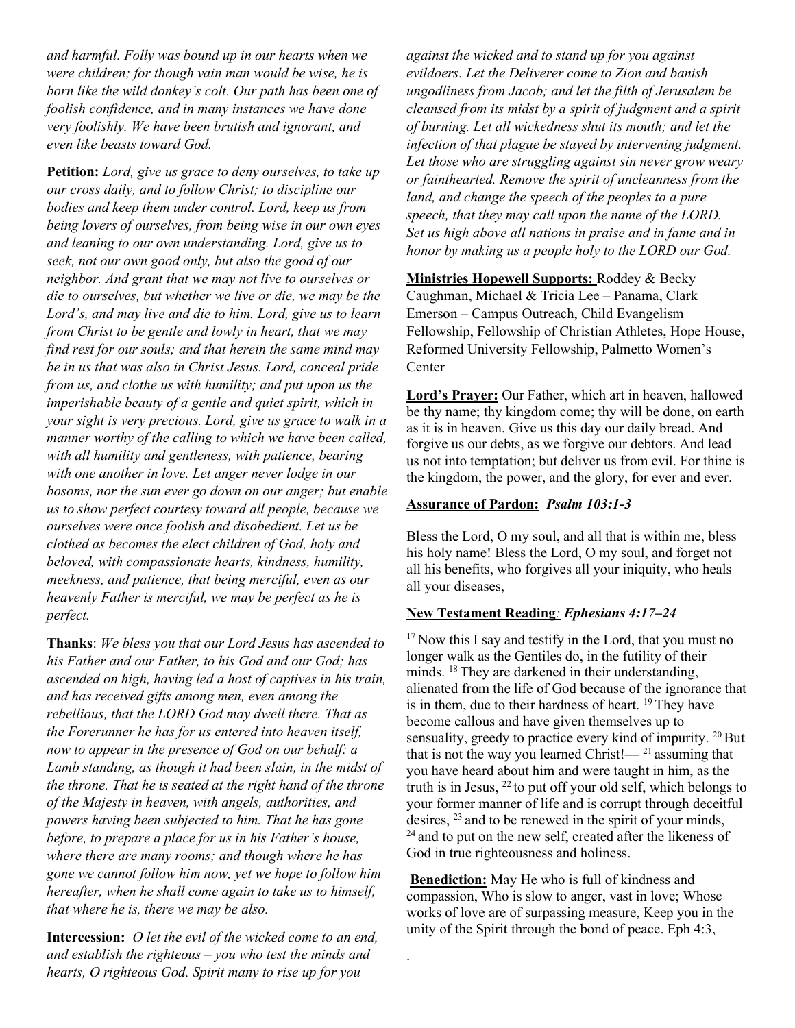*and harmful. Folly was bound up in our hearts when we were children; for though vain man would be wise, he is born like the wild donkey's colt. Our path has been one of foolish confidence, and in many instances we have done very foolishly. We have been brutish and ignorant, and even like beasts toward God.*

**Petition:** *Lord, give us grace to deny ourselves, to take up our cross daily, and to follow Christ; to discipline our bodies and keep them under control. Lord, keep us from being lovers of ourselves, from being wise in our own eyes and leaning to our own understanding. Lord, give us to seek, not our own good only, but also the good of our neighbor. And grant that we may not live to ourselves or die to ourselves, but whether we live or die, we may be the Lord's, and may live and die to him. Lord, give us to learn from Christ to be gentle and lowly in heart, that we may find rest for our souls; and that herein the same mind may be in us that was also in Christ Jesus. Lord, conceal pride from us, and clothe us with humility; and put upon us the imperishable beauty of a gentle and quiet spirit, which in your sight is very precious. Lord, give us grace to walk in a manner worthy of the calling to which we have been called, with all humility and gentleness, with patience, bearing with one another in love. Let anger never lodge in our bosoms, nor the sun ever go down on our anger; but enable us to show perfect courtesy toward all people, because we ourselves were once foolish and disobedient. Let us be clothed as becomes the elect children of God, holy and beloved, with compassionate hearts, kindness, humility, meekness, and patience, that being merciful, even as our heavenly Father is merciful, we may be perfect as he is perfect.*

**Thanks**: *We bless you that our Lord Jesus has ascended to his Father and our Father, to his God and our God; has ascended on high, having led a host of captives in his train, and has received gifts among men, even among the rebellious, that the LORD God may dwell there. That as the Forerunner he has for us entered into heaven itself, now to appear in the presence of God on our behalf: a Lamb standing, as though it had been slain, in the midst of the throne. That he is seated at the right hand of the throne of the Majesty in heaven, with angels, authorities, and powers having been subjected to him. That he has gone before, to prepare a place for us in his Father's house, where there are many rooms; and though where he has gone we cannot follow him now, yet we hope to follow him hereafter, when he shall come again to take us to himself, that where he is, there we may be also.*

**Intercession:** *O let the evil of the wicked come to an end, and establish the righteous – you who test the minds and hearts, O righteous God. Spirit many to rise up for you against the wicked and to stand up for you against evildoers. Let the Deliverer come to Zion and banish ungodliness from Jacob; and let the filth of Jerusalem be cleansed from its midst by a spirit of judgment and a spirit of burning. Let all wickedness shut its mouth; and let the infection of that plague be stayed by intervening judgment. Let those who are struggling against sin never grow weary or fainthearted. Remove the spirit of uncleanness from the land, and change the speech of the peoples to a pure speech, that they may call upon the name of the LORD. Set us high above all nations in praise and in fame and in honor by making us a people holy to the LORD our God.*

**Ministries Hopewell Supports:** Roddey & Becky Caughman, Michael & Tricia Lee – Panama, Clark Emerson – Campus Outreach, Child Evangelism Fellowship, Fellowship of Christian Athletes, Hope House, Reformed University Fellowship, Palmetto Women's Center

**Lord's Prayer:** Our Father, which art in heaven, hallowed be thy name; thy kingdom come; thy will be done, on earth as it is in heaven. Give us this day our daily bread. And forgive us our debts, as we forgive our debtors. And lead us not into temptation; but deliver us from evil. For thine is the kingdom, the power, and the glory, for ever and ever.

**Assurance of Pardon:** ***Psalm 103:1-3***

Bless the Lord, O my soul, and all that is within me, bless his holy name! Bless the Lord, O my soul, and forget not all his benefits, who forgives all your iniquity, who heals all your diseases,

**New Testament Reading:** ***Ephesians 4:17–24***

[17] Now this I say and testify in the Lord, that you must no longer walk as the Gentiles do, in the futility of their minds. [18] They are darkened in their understanding, alienated from the life of God because of the ignorance that is in them, due to their hardness of heart. [19] They have become callous and have given themselves up to sensuality, greedy to practice every kind of impurity. [20] But that is not the way you learned Christ!— [21] assuming that you have heard about him and were taught in him, as the truth is in Jesus, [22] to put off your old self, which belongs to your former manner of life and is corrupt through deceitful desires, [23] and to be renewed in the spirit of your minds, [24] and to put on the new self, created after the likeness of God in true righteousness and holiness.

**Benediction:** May He who is full of kindness and compassion, Who is slow to anger, vast in love; Whose works of love are of surpassing measure, Keep you in the unity of the Spirit through the bond of peace. Eph 4:3,

.